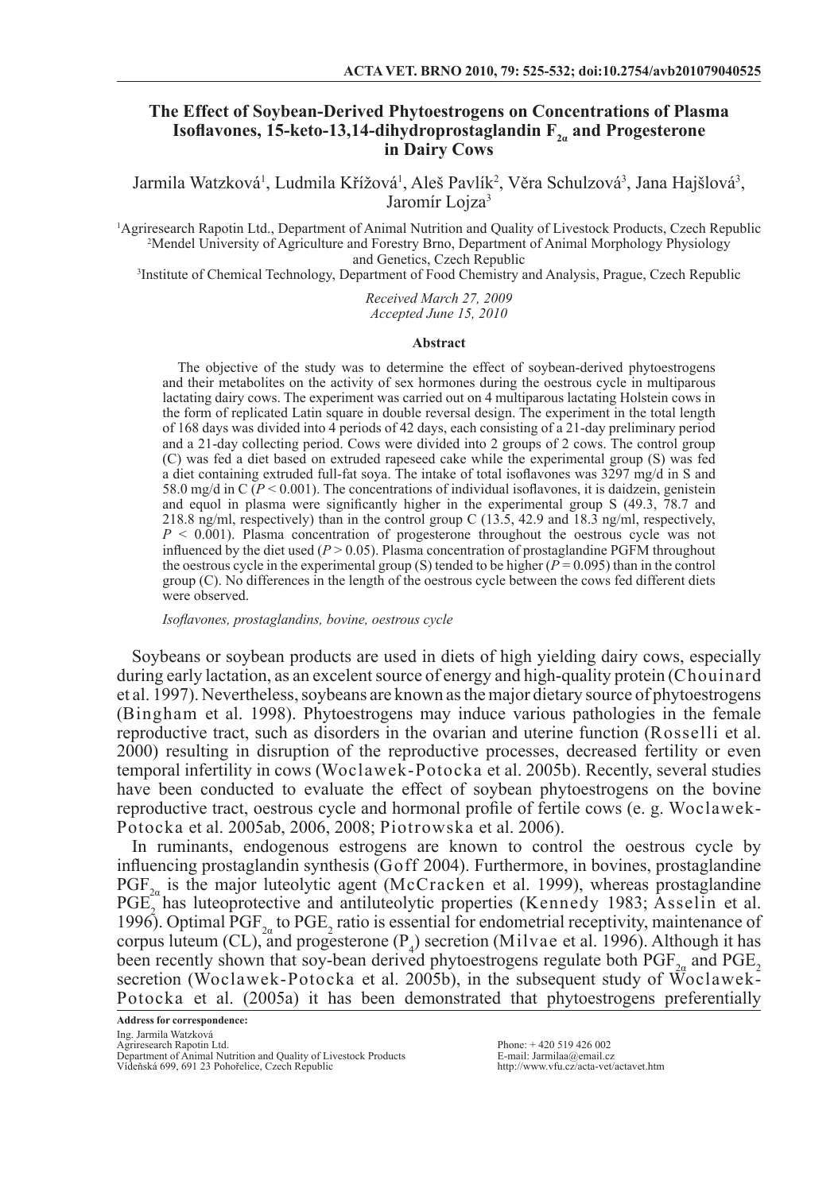# The Effect of Soybean-Derived Phytoestrogens on Concentrations of Plasma Isoflavones, 15-keto-13,14-dihydroprostaglandin $F_{2\alpha}$ and Progesterone in Dairy Cows

Jarmila Watzková[1], Ludmila Křížová[1], Aleš Pavlík[2], Věra Schulzová[3], Jana Hajšlová[3], Jaromír Lojza[3]

[1]Agriresearch Rapotin Ltd., Department of Animal Nutrition and Quality of Livestock Products, Czech Republic
[2]Mendel University of Agriculture and Forestry Brno, Department of Animal Morphology Physiology and Genetics, Czech Republic
[3]Institute of Chemical Technology, Department of Food Chemistry and Analysis, Prague, Czech Republic

*Received March 27, 2009*
*Accepted June 15, 2010*

## Abstract

The objective of the study was to determine the effect of soybean-derived phytoestrogens and their metabolites on the activity of sex hormones during the oestrous cycle in multiparous lactating dairy cows. The experiment was carried out on 4 multiparous lactating Holstein cows in the form of replicated Latin square in double reversal design. The experiment in the total length of 168 days was divided into 4 periods of 42 days, each consisting of a 21-day preliminary period and a 21-day collecting period. Cows were divided into 2 groups of 2 cows. The control group (C) was fed a diet based on extruded rapeseed cake while the experimental group (S) was fed a diet containing extruded full-fat soya. The intake of total isoflavones was 3297 mg/d in S and 58.0 mg/d in C ($P < 0.001$). The concentrations of individual isoflavones, it is daidzein, genistein and equol in plasma were significantly higher in the experimental group S (49.3, 78.7 and 218.8 ng/ml, respectively) than in the control group C (13.5, 42.9 and 18.3 ng/ml, respectively, $P < 0.001$). Plasma concentration of progesterone throughout the oestrous cycle was not influenced by the diet used ($P > 0.05$). Plasma concentration of prostaglandine PGFM throughout the oestrous cycle in the experimental group (S) tended to be higher ($P = 0.095$) than in the control group (C). No differences in the length of the oestrous cycle between the cows fed different diets were observed.

*Isoflavones, prostaglandins, bovine, oestrous cycle*

Soybeans or soybean products are used in diets of high yielding dairy cows, especially during early lactation, as an excelent source of energy and high-quality protein (Chouinard et al. 1997). Nevertheless, soybeans are known as the major dietary source of phytoestrogens (Bingham et al. 1998). Phytoestrogens may induce various pathologies in the female reproductive tract, such as disorders in the ovarian and uterine function (Rosselli et al. 2000) resulting in disruption of the reproductive processes, decreased fertility or even temporal infertility in cows (Woclawek-Potocka et al. 2005b). Recently, several studies have been conducted to evaluate the effect of soybean phytoestrogens on the bovine reproductive tract, oestrous cycle and hormonal profile of fertile cows (e. g. Woclawek-Potocka et al. 2005ab, 2006, 2008; Piotrowska et al. 2006).

In ruminants, endogenous estrogens are known to control the oestrous cycle by influencing prostaglandin synthesis (Goff 2004). Furthermore, in bovines, prostaglandine $PGF_{2\alpha}$ is the major luteolytic agent (McCracken et al. 1999), whereas prostaglandine $PGE_2$ has luteoprotective and antiluteolytic properties (Kennedy 1983; Asselin et al. 1996). Optimal $PGF_{2\alpha}$ to $PGE_2$ ratio is essential for endometrial receptivity, maintenance of corpus luteum (CL), and progesterone ($P_4$) secretion (Milvae et al. 1996). Although it has been recently shown that soy-bean derived phytoestrogens regulate both $PGF_{2\alpha}$ and $PGE_2$ secretion (Woclawek-Potocka et al. 2005b), in the subsequent study of Woclawek-Potocka et al. (2005a) it has been demonstrated that phytoestrogens preferentially

**Address for correspondence:**
Ing. Jarmila Watzková
Agriresearch Rapotin Ltd.
Department of Animal Nutrition and Quality of Livestock Products
Vídeňská 699, 691 23 Pohořelice, Czech Republic

Phone: + 420 519 426 002
E-mail: Jarmilaa@email.cz
http://www.vfu.cz/acta-vet/actavet.htm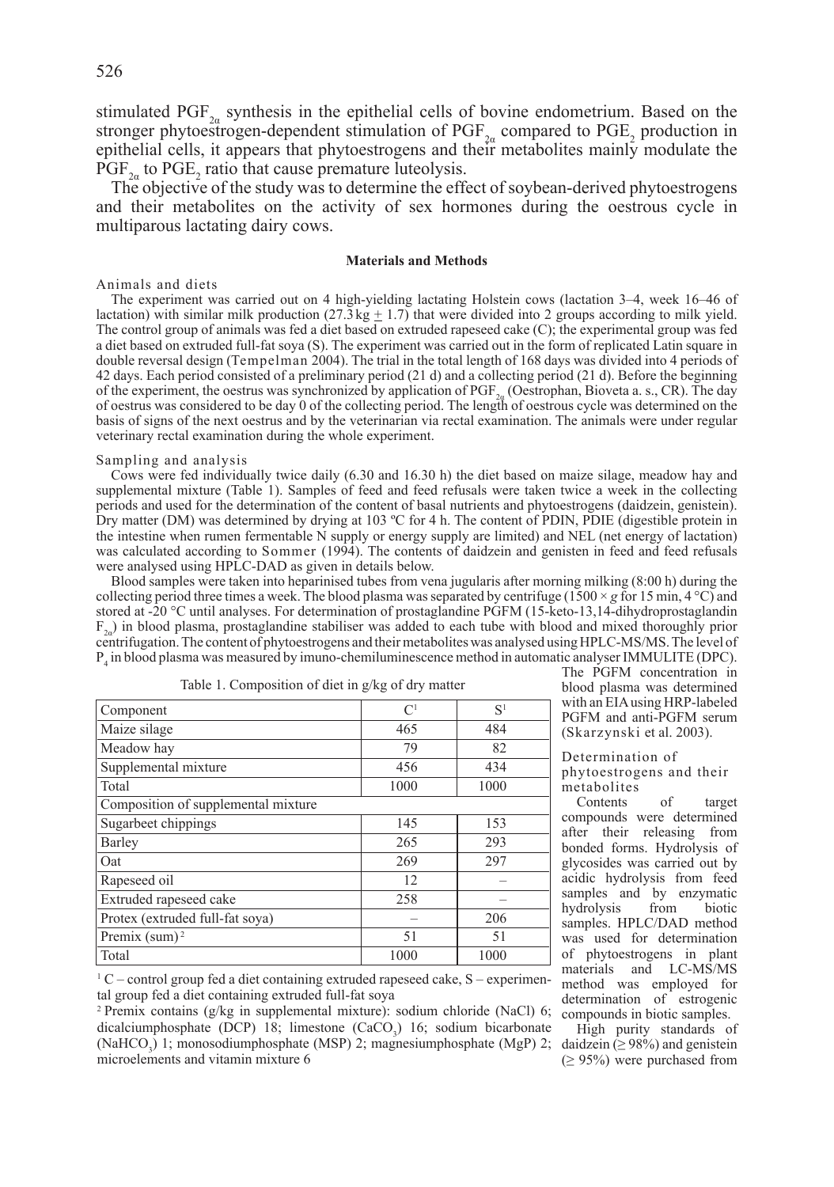stimulated $PGF_{2\alpha}$ synthesis in the epithelial cells of bovine endometrium. Based on the stronger phytoestrogen-dependent stimulation of $PGF_{2\alpha}$ compared to $PGE_2$ production in epithelial cells, it appears that phytoestrogens and their metabolites mainly modulate the $PGF_{2\alpha}$ to $PGE_2$ ratio that cause premature luteolysis.

The objective of the study was to determine the effect of soybean-derived phytoestrogens and their metabolites on the activity of sex hormones during the oestrous cycle in multiparous lactating dairy cows.

## Materials and Methods

### Animals and diets

The experiment was carried out on 4 high-yielding lactating Holstein cows (lactation 3–4, week 16–46 of lactation) with similar milk production (27.3 kg ± 1.7) that were divided into 2 groups according to milk yield. The control group of animals was fed a diet based on extruded rapeseed cake (C); the experimental group was fed a diet based on extruded full-fat soya (S). The experiment was carried out in the form of replicated Latin square in double reversal design (Tempelman 2004). The trial in the total length of 168 days was divided into 4 periods of 42 days. Each period consisted of a preliminary period (21 d) and a collecting period (21 d). Before the beginning of the experiment, the oestrus was synchronized by application of $PGF_{2\alpha}$ (Oestrophan, Bioveta a. s., CR). The day of oestrus was considered to be day 0 of the collecting period. The length of oestrous cycle was determined on the basis of signs of the next oestrus and by the veterinarian via rectal examination. The animals were under regular veterinary rectal examination during the whole experiment.

### Sampling and analysis

Cows were fed individually twice daily (6.30 and 16.30 h) the diet based on maize silage, meadow hay and supplemental mixture (Table 1). Samples of feed and feed refusals were taken twice a week in the collecting periods and used for the determination of the content of basal nutrients and phytoestrogens (daidzein, genistein). Dry matter (DM) was determined by drying at 103 ºC for 4 h. The content of PDIN, PDIE (digestible protein in the intestine when rumen fermentable N supply or energy supply are limited) and NEL (net energy of lactation) was calculated according to Sommer (1994). The contents of daidzein and genisten in feed and feed refusals were analysed using HPLC-DAD as given in details below.

Blood samples were taken into heparinised tubes from vena jugularis after morning milking (8:00 h) during the collecting period three times a week. The blood plasma was separated by centrifuge (1500 × *g* for 15 min, 4 °C) and stored at -20 °C until analyses. For determination of prostaglandine PGFM (15-keto-13,14-dihydroprostaglandin $F_{2\alpha}$) in blood plasma, prostaglandine stabiliser was added to each tube with blood and mixed thoroughly prior centrifugation. The content of phytoestrogens and their metabolites was analysed using HPLC-MS/MS. The level of $P_4$ in blood plasma was measured by imuno-chemiluminescence method in automatic analyser IMMULITE (DPC). The PGFM concentration in blood plasma was determined with an EIA using HRP-labeled PGFM and anti-PGFM serum (Skarzynski et al. 2003).

Table 1. Composition of diet in g/kg of dry matter

| Component | C[1] | S[1] |
|---|---|---|
| Maize silage | 465 | 484 |
| Meadow hay | 79 | 82 |
| Supplemental mixture | 456 | 434 |
| Total | 1000 | 1000 |
| Composition of supplemental mixture | | |
| Sugarbeet chippings | 145 | 153 |
| Barley | 265 | 293 |
| Oat | 269 | 297 |
| Rapeseed oil | 12 | – |
| Extruded rapeseed cake | 258 | – |
| Protex (extruded full-fat soya) | – | 206 |
| Premix (sum)[2] | 51 | 51 |
| Total | 1000 | 1000 |

[1] C – control group fed a diet containing extruded rapeseed cake, S – experimental group fed a diet containing extruded full-fat soya

[2] Premix contains (g/kg in supplemental mixture): sodium chloride (NaCl) 6; dicalciumphosphate (DCP) 18; limestone ($CaCO_3$) 16; sodium bicarbonate ($NaHCO_3$) 1; monosodiumphosphate (MSP) 2; magnesiumphosphate (MgP) 2; microelements and vitamin mixture 6

### Determination of phytoestrogens and their metabolites

Contents of target compounds were determined after their releasing from bonded forms. Hydrolysis of glycosides was carried out by acidic hydrolysis from feed samples and by enzymatic hydrolysis from biotic samples. HPLC/DAD method was used for determination of phytoestrogens in plant materials and LC-MS/MS method was employed for determination of estrogenic compounds in biotic samples.

High purity standards of daidzein (≥ 98%) and genistein (≥ 95%) were purchased from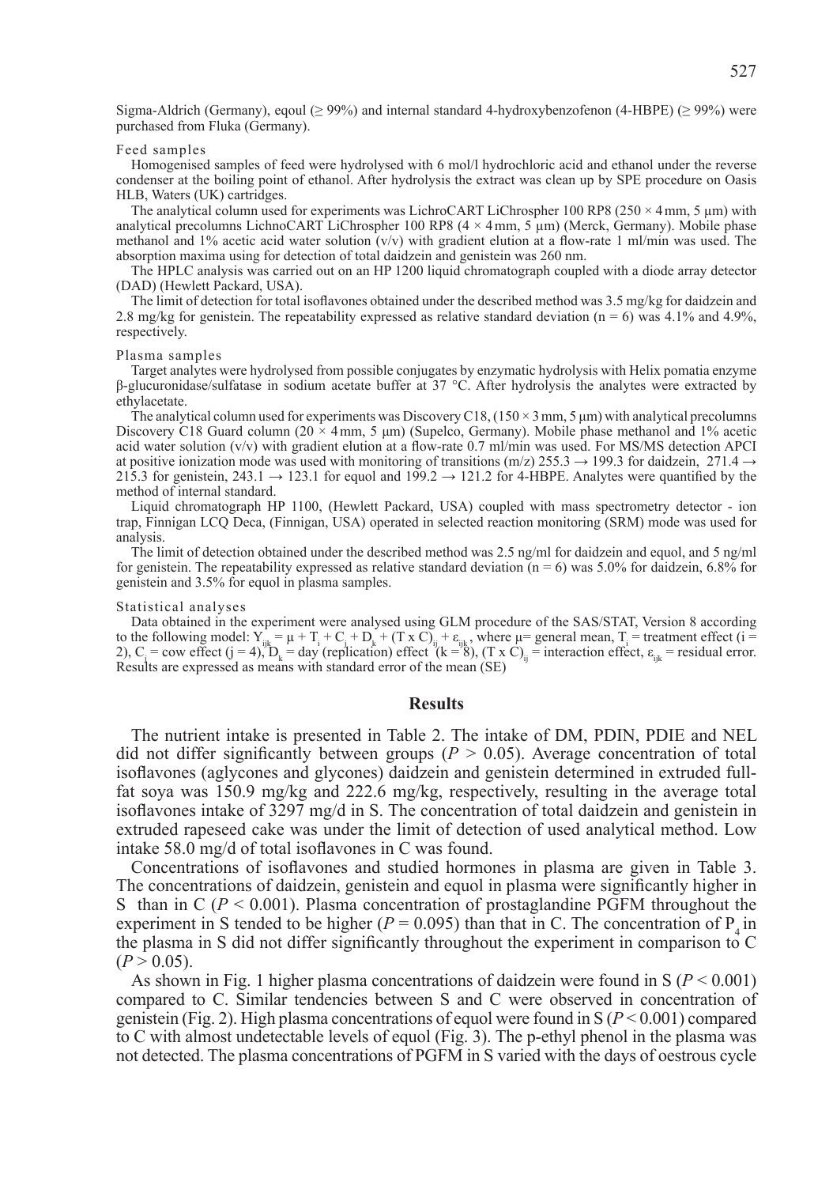Sigma-Aldrich (Germany), eqoul (≥ 99%) and internal standard 4-hydroxybenzofenon (4-HBPE) (≥ 99%) were purchased from Fluka (Germany).

### Feed samples

Homogenised samples of feed were hydrolysed with 6 mol/l hydrochloric acid and ethanol under the reverse condenser at the boiling point of ethanol. After hydrolysis the extract was clean up by SPE procedure on Oasis HLB, Waters (UK) cartridges.

The analytical column used for experiments was LichroCART LiChrospher 100 RP8 (250 × 4 mm, 5 μm) with analytical precolumns LichnoCART LiChrospher 100 RP8 (4 × 4 mm, 5 μm) (Merck, Germany). Mobile phase methanol and 1% acetic acid water solution (v/v) with gradient elution at a flow-rate 1 ml/min was used. The absorption maxima using for detection of total daidzein and genistein was 260 nm.

The HPLC analysis was carried out on an HP 1200 liquid chromatograph coupled with a diode array detector (DAD) (Hewlett Packard, USA).

The limit of detection for total isoflavones obtained under the described method was 3.5 mg/kg for daidzein and 2.8 mg/kg for genistein. The repeatability expressed as relative standard deviation (n = 6) was 4.1% and 4.9%, respectively.

### Plasma samples

Target analytes were hydrolysed from possible conjugates by enzymatic hydrolysis with Helix pomatia enzyme β-glucuronidase/sulfatase in sodium acetate buffer at 37 °C. After hydrolysis the analytes were extracted by ethylacetate.

The analytical column used for experiments was Discovery C18, (150 × 3 mm, 5 μm) with analytical precolumns Discovery C18 Guard column (20 × 4 mm, 5 μm) (Supelco, Germany). Mobile phase methanol and 1% acetic acid water solution (v/v) with gradient elution at a flow-rate 0.7 ml/min was used. For MS/MS detection APCI at positive ionization mode was used with monitoring of transitions (m/z) 255.3 → 199.3 for daidzein, 271.4 → 215.3 for genistein, 243.1 → 123.1 for equol and 199.2 → 121.2 for 4-HBPE. Analytes were quantified by the method of internal standard.

Liquid chromatograph HP 1100, (Hewlett Packard, USA) coupled with mass spectrometry detector - ion trap, Finnigan LCQ Deca, (Finnigan, USA) operated in selected reaction monitoring (SRM) mode was used for analysis.

The limit of detection obtained under the described method was 2.5 ng/ml for daidzein and equol, and 5 ng/ml for genistein. The repeatability expressed as relative standard deviation (n = 6) was 5.0% for daidzein, 6.8% for genistein and 3.5% for equol in plasma samples.

### Statistical analyses

Data obtained in the experiment were analysed using GLM procedure of the SAS/STAT, Version 8 according to the following model: $Y_{ijk} = \mu + T_i + C_j + D_k + (T \times C)_{ij} + \varepsilon_{ijk}$, where μ= general mean, $T_i$ = treatment effect (i = 2), $C_j$ = cow effect (j = 4), $D_k$ = day (replication) effect (k = 8), $(T \times C)_{ij}$ = interaction effect, $\varepsilon_{ijk}$ = residual error. Results are expressed as means with standard error of the mean (SE)

## Results

The nutrient intake is presented in Table 2. The intake of DM, PDIN, PDIE and NEL did not differ significantly between groups (*P* > 0.05). Average concentration of total isoflavones (aglycones and glycones) daidzein and genistein determined in extruded full-fat soya was 150.9 mg/kg and 222.6 mg/kg, respectively, resulting in the average total isoflavones intake of 3297 mg/d in S. The concentration of total daidzein and genistein in extruded rapeseed cake was under the limit of detection of used analytical method. Low intake 58.0 mg/d of total isoflavones in C was found.

Concentrations of isoflavones and studied hormones in plasma are given in Table 3. The concentrations of daidzein, genistein and equol in plasma were significantly higher in S than in C (*P* < 0.001). Plasma concentration of prostaglandine PGFM throughout the experiment in S tended to be higher (*P* = 0.095) than that in C. The concentration of $P_4$ in the plasma in S did not differ significantly throughout the experiment in comparison to C (*P* > 0.05).

As shown in Fig. 1 higher plasma concentrations of daidzein were found in S (*P* < 0.001) compared to C. Similar tendencies between S and C were observed in concentration of genistein (Fig. 2). High plasma concentrations of equol were found in S (*P* < 0.001) compared to C with almost undetectable levels of equol (Fig. 3). The p-ethyl phenol in the plasma was not detected. The plasma concentrations of PGFM in S varied with the days of oestrous cycle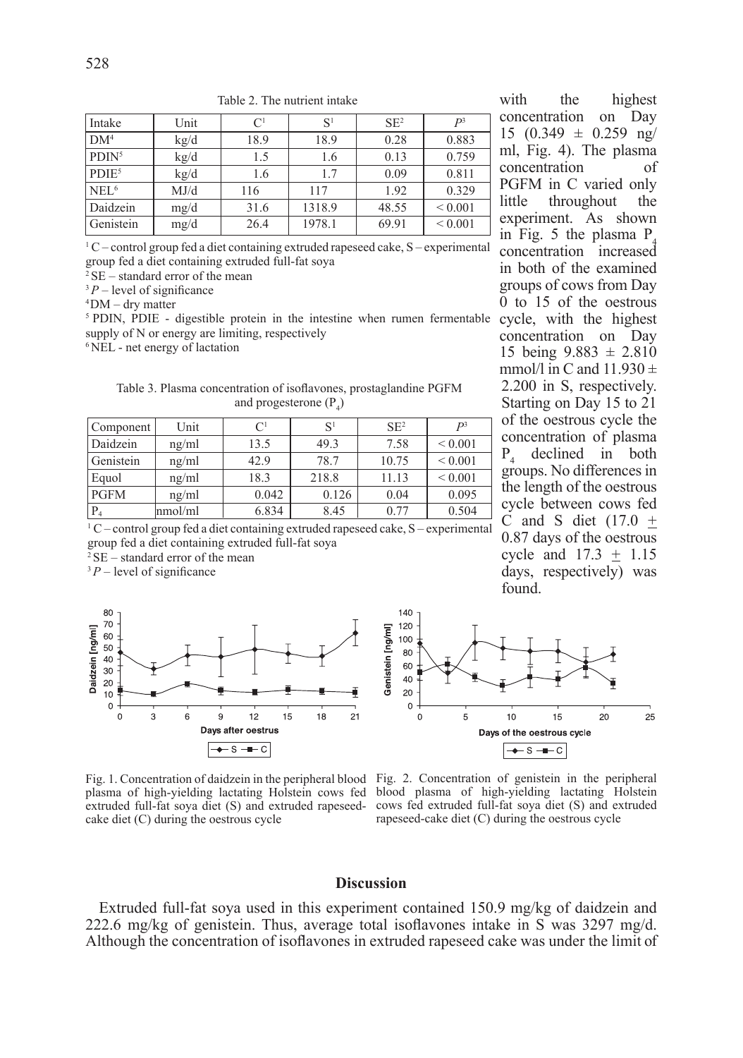Table 2. The nutrient intake

| Intake | Unit | C[1] | S[1] | SE[2] | $P$[3] |
|---|---|---|---|---|---|
| DM[4] | kg/d | 18.9 | 18.9 | 0.28 | 0.883 |
| PDIN[5] | kg/d | 1.5 | 1.6 | 0.13 | 0.759 |
| PDIE[5] | kg/d | 1.6 | 1.7 | 0.09 | 0.811 |
| NEL[6] | MJ/d | 116 | 117 | 1.92 | 0.329 |
| Daidzein | mg/d | 31.6 | 1318.9 | 48.55 | < 0.001 |
| Genistein | mg/d | 26.4 | 1978.1 | 69.91 | < 0.001 |

[1] C – control group fed a diet containing extruded rapeseed cake, S – experimental group fed a diet containing extruded full-fat soya
[2] SE – standard error of the mean
[3] $P$ – level of significance
[4] DM – dry matter
[5] PDIN, PDIE - digestible protein in the intestine when rumen fermentable supply of N or energy are limiting, respectively
[6] NEL - net energy of lactation

Table 3. Plasma concentration of isoflavones, prostaglandine PGFM and progesterone ($P_4$)

| Component | Unit | C[1] | S[1] | SE[2] | $P$[3] |
|---|---|---|---|---|---|
| Daidzein | ng/ml | 13.5 | 49.3 | 7.58 | < 0.001 |
| Genistein | ng/ml | 42.9 | 78.7 | 10.75 | < 0.001 |
| Equol | ng/ml | 18.3 | 218.8 | 11.13 | < 0.001 |
| PGFM | ng/ml | 0.042 | 0.126 | 0.04 | 0.095 |
| $P_4$ | nmol/ml | 6.834 | 8.45 | 0.77 | 0.504 |

[1] C – control group fed a diet containing extruded rapeseed cake, S – experimental group fed a diet containing extruded full-fat soya
[2] SE – standard error of the mean
[3] $P$ – level of significance

with the highest concentration on Day 15 (0.349 ± 0.259 ng/ml, Fig. 4). The plasma concentration of PGFM in C varied only little throughout the experiment. As shown in Fig. 5 the plasma $P_4$ concentration increased in both of the examined groups of cows from Day 0 to 15 of the oestrous cycle, with the highest concentration on Day 15 being 9.883 ± 2.810 mmol/l in C and 11.930 ± 2.200 in S, respectively. Starting on Day 15 to 21 of the oestrous cycle the concentration of plasma $P_4$ declined in both groups. No differences in the length of the oestrous cycle between cows fed C and S diet (17.0 ± 0.87 days of the oestrous cycle and 17.3 ± 1.15 days, respectively) was found.

Fig. 1. Concentration of daidzein in the peripheral blood plasma of high-yielding lactating Holstein cows fed extruded full-fat soya diet (S) and extruded rapeseed-cake diet (C) during the oestrous cycle

Fig. 2. Concentration of genistein in the peripheral blood plasma of high-yielding lactating Holstein cows fed extruded full-fat soya diet (S) and extruded rapeseed-cake diet (C) during the oestrous cycle

## Discussion

Extruded full-fat soya used in this experiment contained 150.9 mg/kg of daidzein and 222.6 mg/kg of genistein. Thus, average total isoflavones intake in S was 3297 mg/d. Although the concentration of isoflavones in extruded rapeseed cake was under the limit of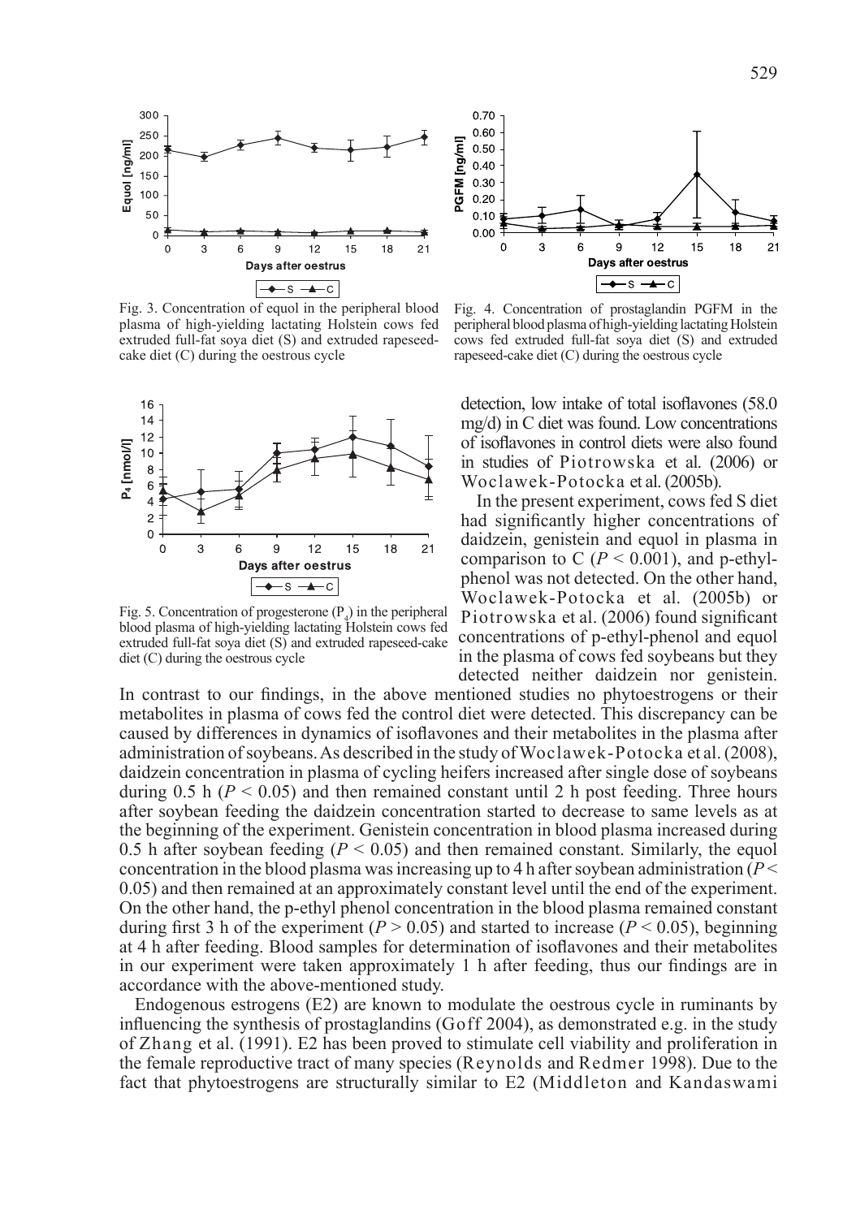Fig. 3. Concentration of equol in the peripheral blood plasma of high-yielding lactating Holstein cows fed extruded full-fat soya diet (S) and extruded rapeseed-cake diet (C) during the oestrous cycle

Fig. 4. Concentration of prostaglandin PGFM in the peripheral blood plasma of high-yielding lactating Holstein cows fed extruded full-fat soya diet (S) and extruded rapeseed-cake diet (C) during the oestrous cycle

Fig. 5. Concentration of progesterone ($P_4$) in the peripheral blood plasma of high-yielding lactating Holstein cows fed extruded full-fat soya diet (S) and extruded rapeseed-cake diet (C) during the oestrous cycle

detection, low intake of total isoflavones (58.0 mg/d) in C diet was found. Low concentrations of isoflavones in control diets were also found in studies of Piotrowska et al. (2006) or Woclawek-Potocka et al. (2005b).

In the present experiment, cows fed S diet had significantly higher concentrations of daidzein, genistein and equol in plasma in comparison to C ($P < 0.001$), and p-ethyl-phenol was not detected. On the other hand, Woclawek-Potocka et al. (2005b) or Piotrowska et al. (2006) found significant concentrations of p-ethyl-phenol and equol in the plasma of cows fed soybeans but they detected neither daidzein nor genistein. In contrast to our findings, in the above mentioned studies no phytoestrogens or their metabolites in plasma of cows fed the control diet were detected. This discrepancy can be caused by differences in dynamics of isoflavones and their metabolites in the plasma after administration of soybeans. As described in the study of Woclawek-Potocka et al. (2008), daidzein concentration in plasma of cycling heifers increased after single dose of soybeans during 0.5 h ($P < 0.05$) and then remained constant until 2 h post feeding. Three hours after soybean feeding the daidzein concentration started to decrease to same levels as at the beginning of the experiment. Genistein concentration in blood plasma increased during 0.5 h after soybean feeding ($P < 0.05$) and then remained constant. Similarly, the equol concentration in the blood plasma was increasing up to 4 h after soybean administration ($P < 0.05$) and then remained at an approximately constant level until the end of the experiment. On the other hand, the p-ethyl phenol concentration in the blood plasma remained constant during first 3 h of the experiment ($P > 0.05$) and started to increase ($P < 0.05$), beginning at 4 h after feeding. Blood samples for determination of isoflavones and their metabolites in our experiment were taken approximately 1 h after feeding, thus our findings are in accordance with the above-mentioned study.

Endogenous estrogens (E2) are known to modulate the oestrous cycle in ruminants by influencing the synthesis of prostaglandins (Goff 2004), as demonstrated e.g. in the study of Zhang et al. (1991). E2 has been proved to stimulate cell viability and proliferation in the female reproductive tract of many species (Reynolds and Redmer 1998). Due to the fact that phytoestrogens are structurally similar to E2 (Middleton and Kandaswami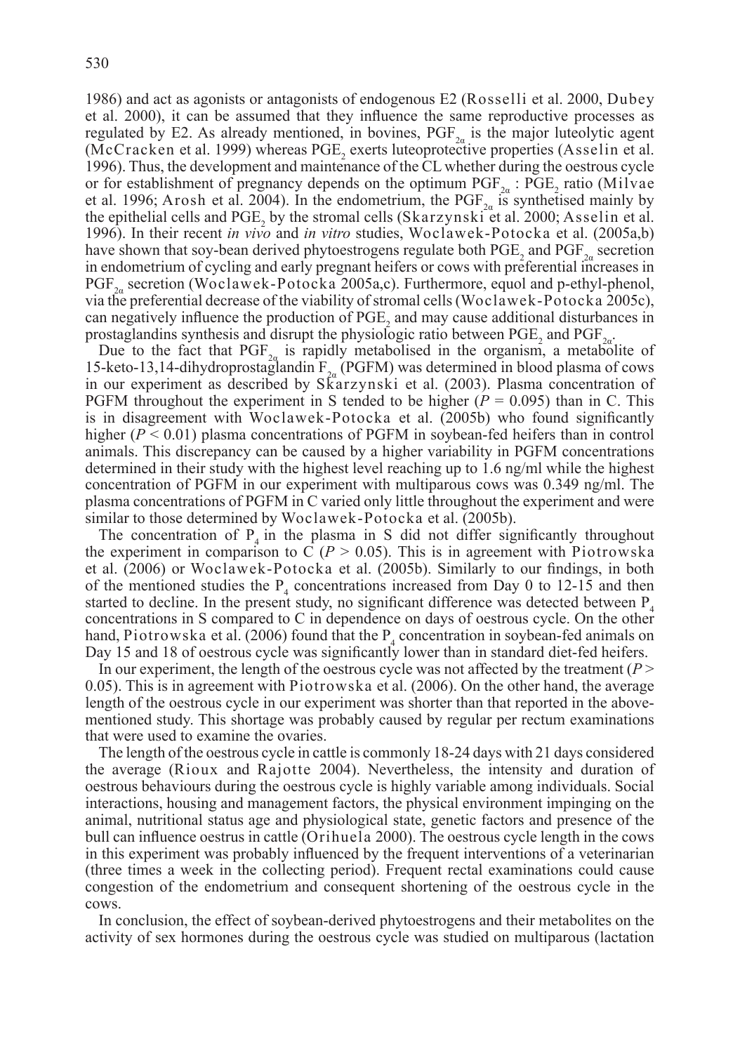1986) and act as agonists or antagonists of endogenous E2 (Rosselli et al. 2000, Dubey et al. 2000), it can be assumed that they influence the same reproductive processes as regulated by E2. As already mentioned, in bovines, $PGF_{2\alpha}$ is the major luteolytic agent (McCracken et al. 1999) whereas $PGE_2$ exerts luteoprotective properties (Asselin et al. 1996). Thus, the development and maintenance of the CL whether during the oestrous cycle or for establishment of pregnancy depends on the optimum $PGF_{2\alpha}$ : $PGE_2$ ratio (Milvae et al. 1996; Arosh et al. 2004). In the endometrium, the $PGF_{2\alpha}$ is synthetised mainly by the epithelial cells and $PGE_2$ by the stromal cells (Skarzynski et al. 2000; Asselin et al. 1996). In their recent *in vivo* and *in vitro* studies, Woclawek-Potocka et al. (2005a,b) have shown that soy-bean derived phytoestrogens regulate both $PGE_2$ and $PGF_{2\alpha}$ secretion in endometrium of cycling and early pregnant heifers or cows with preferential increases in $PGF_{2\alpha}$ secretion (Woclawek-Potocka 2005a,c). Furthermore, equol and p-ethyl-phenol, via the preferential decrease of the viability of stromal cells (Woclawek-Potocka 2005c), can negatively influence the production of $PGE_2$ and may cause additional disturbances in prostaglandins synthesis and disrupt the physiologic ratio between $PGE_2$ and $PGF_{2\alpha}$.

Due to the fact that $PGF_{2\alpha}$ is rapidly metabolised in the organism, a metabolite of 15-keto-13,14-dihydroprostaglandin $F_{2\alpha}$ (PGFM) was determined in blood plasma of cows in our experiment as described by Skarzynski et al. (2003). Plasma concentration of PGFM throughout the experiment in S tended to be higher ($P = 0.095$) than in C. This is in disagreement with Woclawek-Potocka et al. (2005b) who found significantly higher ($P < 0.01$) plasma concentrations of PGFM in soybean-fed heifers than in control animals. This discrepancy can be caused by a higher variability in PGFM concentrations determined in their study with the highest level reaching up to 1.6 ng/ml while the highest concentration of PGFM in our experiment with multiparous cows was 0.349 ng/ml. The plasma concentrations of PGFM in C varied only little throughout the experiment and were similar to those determined by Woclawek-Potocka et al. (2005b).

The concentration of $P_4$ in the plasma in S did not differ significantly throughout the experiment in comparison to C ($P > 0.05$). This is in agreement with Piotrowska et al. (2006) or Woclawek-Potocka et al. (2005b). Similarly to our findings, in both of the mentioned studies the $P_4$ concentrations increased from Day 0 to 12-15 and then started to decline. In the present study, no significant difference was detected between $P_4$ concentrations in S compared to C in dependence on days of oestrous cycle. On the other hand, Piotrowska et al. (2006) found that the $P_4$ concentration in soybean-fed animals on Day 15 and 18 of oestrous cycle was significantly lower than in standard diet-fed heifers.

In our experiment, the length of the oestrous cycle was not affected by the treatment ($P > 0.05$). This is in agreement with Piotrowska et al. (2006). On the other hand, the average length of the oestrous cycle in our experiment was shorter than that reported in the above-mentioned study. This shortage was probably caused by regular per rectum examinations that were used to examine the ovaries.

The length of the oestrous cycle in cattle is commonly 18-24 days with 21 days considered the average (Rioux and Rajotte 2004). Nevertheless, the intensity and duration of oestrous behaviours during the oestrous cycle is highly variable among individuals. Social interactions, housing and management factors, the physical environment impinging on the animal, nutritional status age and physiological state, genetic factors and presence of the bull can influence oestrus in cattle (Orihuela 2000). The oestrous cycle length in the cows in this experiment was probably influenced by the frequent interventions of a veterinarian (three times a week in the collecting period). Frequent rectal examinations could cause congestion of the endometrium and consequent shortening of the oestrous cycle in the cows.

In conclusion, the effect of soybean-derived phytoestrogens and their metabolites on the activity of sex hormones during the oestrous cycle was studied on multiparous (lactation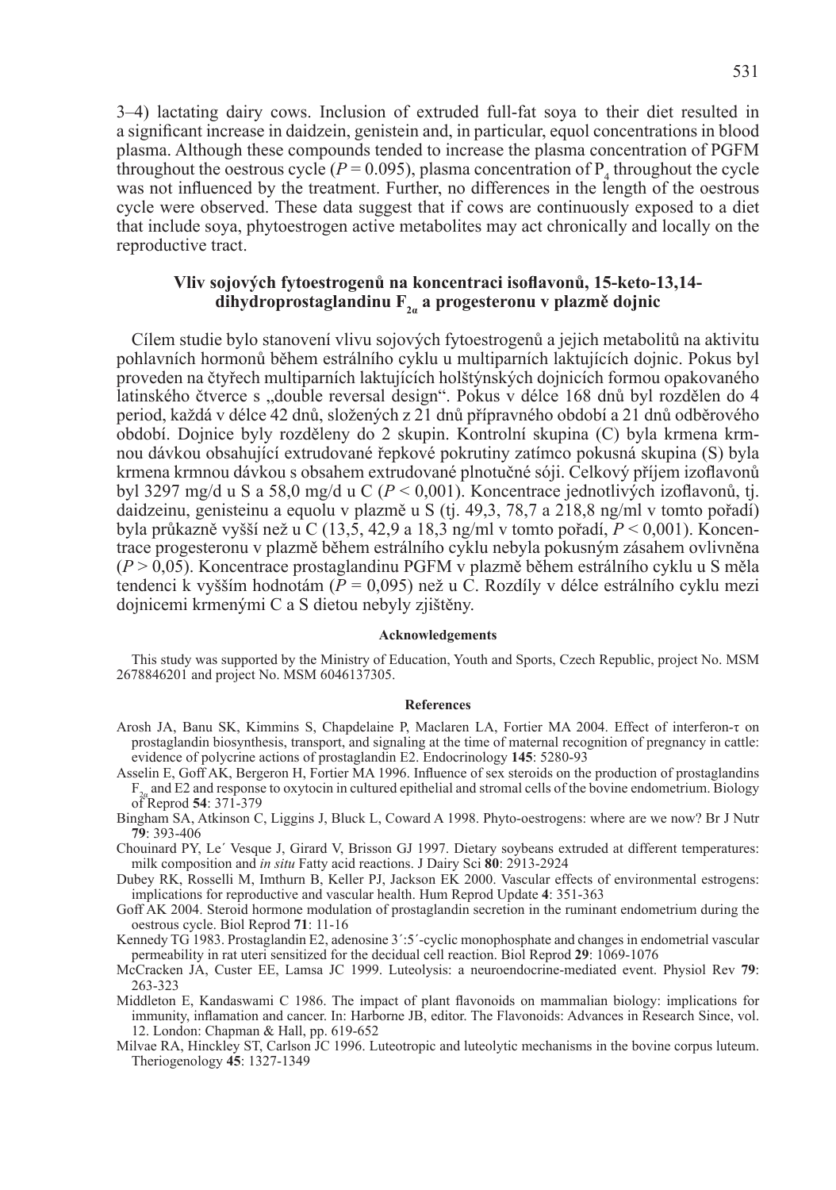3–4) lactating dairy cows. Inclusion of extruded full-fat soya to their diet resulted in a significant increase in daidzein, genistein and, in particular, equol concentrations in blood plasma. Although these compounds tended to increase the plasma concentration of PGFM throughout the oestrous cycle ($P = 0.095$), plasma concentration of $P_4$ throughout the cycle was not influenced by the treatment. Further, no differences in the length of the oestrous cycle were observed. These data suggest that if cows are continuously exposed to a diet that include soya, phytoestrogen active metabolites may act chronically and locally on the reproductive tract.

## Vliv sojových fytoestrogenů na koncentraci isoflavonů, 15-keto-13,14-dihydroprostaglandinu $F_{2\alpha}$ a progesteronu v plazmě dojnic

Cílem studie bylo stanovení vlivu sojových fytoestrogenů a jejich metabolitů na aktivitu pohlavních hormonů během estrálního cyklu u multiparních laktujících dojnic. Pokus byl proveden na čtyřech multiparních laktujících holštýnských dojnicích formou opakovaného latinského čtverce s „double reversal design". Pokus v délce 168 dnů byl rozdělen do 4 period, každá v délce 42 dnů, složených z 21 dnů přípravného období a 21 dnů odběrového období. Dojnice byly rozděleny do 2 skupin. Kontrolní skupina (C) byla krmena krmnou dávkou obsahující extrudované řepkové pokrutiny zatímco pokusná skupina (S) byla krmena krmnou dávkou s obsahem extrudované plnotučné sóji. Celkový příjem izoflavonů byl 3297 mg/d u S a 58,0 mg/d u C ($P < 0,001$). Koncentrace jednotlivých izoflavonů, tj. daidzeinu, genisteinu a equolu v plazmě u S (tj. 49,3, 78,7 a 218,8 ng/ml v tomto pořadí) byla průkazně vyšší než u C (13,5, 42,9 a 18,3 ng/ml v tomto pořadí, $P < 0,001$). Koncentrace progesteronu v plazmě během estrálního cyklu nebyla pokusným zásahem ovlivněna ($P > 0,05$). Koncentrace prostaglandinu PGFM v plazmě během estrálního cyklu u S měla tendenci k vyšším hodnotám ($P = 0,095$) než u C. Rozdíly v délce estrálního cyklu mezi dojnicemi krmenými C a S dietou nebyly zjištěny.

#### Acknowledgements

This study was supported by the Ministry of Education, Youth and Sports, Czech Republic, project No. MSM 2678846201 and project No. MSM 6046137305.

#### References

Arosh JA, Banu SK, Kimmins S, Chapdelaine P, Maclaren LA, Fortier MA 2004. Effect of interferon-τ on prostaglandin biosynthesis, transport, and signaling at the time of maternal recognition of pregnancy in cattle: evidence of polycrine actions of prostaglandin E2. Endocrinology **145**: 5280-93

Asselin E, Goff AK, Bergeron H, Fortier MA 1996. Influence of sex steroids on the production of prostaglandins $F_{2\alpha}$ and E2 and response to oxytocin in cultured epithelial and stromal cells of the bovine endometrium. Biology of Reprod **54**: 371-379

Bingham SA, Atkinson C, Liggins J, Bluck L, Coward A 1998. Phyto-oestrogens: where are we now? Br J Nutr **79**: 393-406

Chouinard PY, Le´ Vesque J, Girard V, Brisson GJ 1997. Dietary soybeans extruded at different temperatures: milk composition and *in situ* Fatty acid reactions. J Dairy Sci **80**: 2913-2924

Dubey RK, Rosselli M, Imthurn B, Keller PJ, Jackson EK 2000. Vascular effects of environmental estrogens: implications for reproductive and vascular health. Hum Reprod Update **4**: 351-363

Goff AK 2004. Steroid hormone modulation of prostaglandin secretion in the ruminant endometrium during the oestrous cycle. Biol Reprod **71**: 11-16

Kennedy TG 1983. Prostaglandin E2, adenosine 3´:5´-cyclic monophosphate and changes in endometrial vascular permeability in rat uteri sensitized for the decidual cell reaction. Biol Reprod **29**: 1069-1076

McCracken JA, Custer EE, Lamsa JC 1999. Luteolysis: a neuroendocrine-mediated event. Physiol Rev **79**: 263-323

Middleton E, Kandaswami C 1986. The impact of plant flavonoids on mammalian biology: implications for immunity, inflamation and cancer. In: Harborne JB, editor. The Flavonoids: Advances in Research Since, vol. 12. London: Chapman & Hall, pp. 619-652

Milvae RA, Hinckley ST, Carlson JC 1996. Luteotropic and luteolytic mechanisms in the bovine corpus luteum. Theriogenology **45**: 1327-1349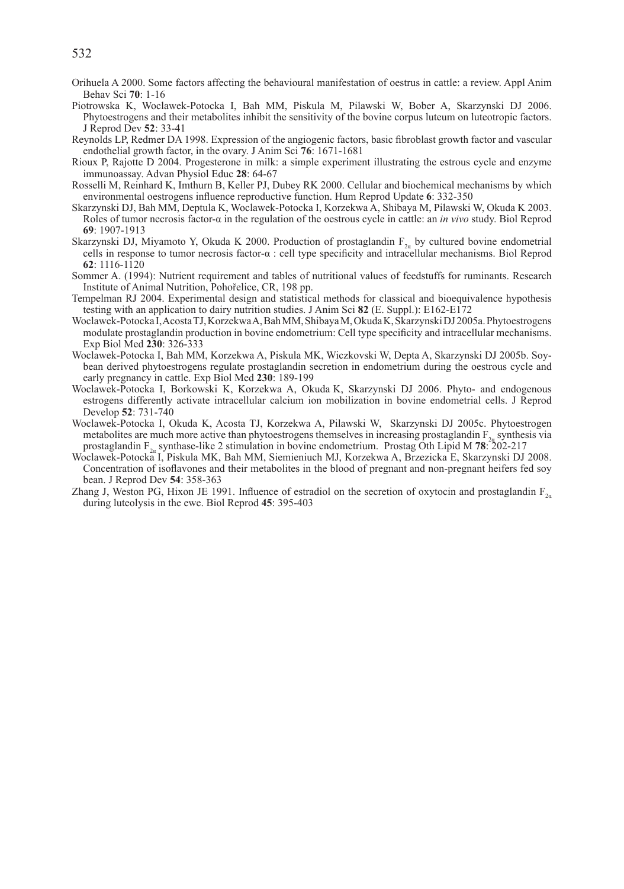Orihuela A 2000. Some factors affecting the behavioural manifestation of oestrus in cattle: a review. Appl Anim Behav Sci **70**: 1-16

Piotrowska K, Woclawek-Potocka I, Bah MM, Piskula M, Pilawski W, Bober A, Skarzynski DJ 2006. Phytoestrogens and their metabolites inhibit the sensitivity of the bovine corpus luteum on luteotropic factors. J Reprod Dev **52**: 33-41

Reynolds LP, Redmer DA 1998. Expression of the angiogenic factors, basic fibroblast growth factor and vascular endothelial growth factor, in the ovary. J Anim Sci **76**: 1671-1681

Rioux P, Rajotte D 2004. Progesterone in milk: a simple experiment illustrating the estrous cycle and enzyme immunoassay. Advan Physiol Educ **28**: 64-67

Rosselli M, Reinhard K, Imthurn B, Keller PJ, Dubey RK 2000. Cellular and biochemical mechanisms by which environmental oestrogens influence reproductive function. Hum Reprod Update **6**: 332-350

Skarzynski DJ, Bah MM, Deptula K, Woclawek-Potocka I, Korzekwa A, Shibaya M, Pilawski W, Okuda K 2003. Roles of tumor necrosis factor-α in the regulation of the oestrous cycle in cattle: an *in vivo* study. Biol Reprod **69**: 1907-1913

Skarzynski DJ, Miyamoto Y, Okuda K 2000. Production of prostaglandin $F_{2\alpha}$ by cultured bovine endometrial cells in response to tumor necrosis factor-α : cell type specificity and intracellular mechanisms. Biol Reprod **62**: 1116-1120

Sommer A. (1994): Nutrient requirement and tables of nutritional values of feedstuffs for ruminants. Research Institute of Animal Nutrition, Pohořelice, CR, 198 pp.

Tempelman RJ 2004. Experimental design and statistical methods for classical and bioequivalence hypothesis testing with an application to dairy nutrition studies. J Anim Sci **82** (E. Suppl.): E162-E172

Woclawek-Potocka I, Acosta TJ, Korzekwa A, Bah MM, Shibaya M, Okuda K, Skarzynski DJ 2005a. Phytoestrogens modulate prostaglandin production in bovine endometrium: Cell type specificity and intracellular mechanisms. Exp Biol Med **230**: 326-333

Woclawek-Potocka I, Bah MM, Korzekwa A, Piskula MK, Wiczkovski W, Depta A, Skarzynski DJ 2005b. Soybean derived phytoestrogens regulate prostaglandin secretion in endometrium during the oestrous cycle and early pregnancy in cattle. Exp Biol Med **230**: 189-199

Woclawek-Potocka I, Borkowski K, Korzekwa A, Okuda K, Skarzynski DJ 2006. Phyto- and endogenous estrogens differently activate intracellular calcium ion mobilization in bovine endometrial cells. J Reprod Develop **52**: 731-740

Woclawek-Potocka I, Okuda K, Acosta TJ, Korzekwa A, Pilawski W, Skarzynski DJ 2005c. Phytoestrogen metabolites are much more active than phytoestrogens themselves in increasing prostaglandin $F_{2\alpha}$ synthesis via prostaglandin $F_{2\alpha}$ synthase-like 2 stimulation in bovine endometrium. Prostag Oth Lipid M **78**: 202-217

Woclawek-Potocka I, Piskula MK, Bah MM, Siemieniuch MJ, Korzekwa A, Brzezicka E, Skarzynski DJ 2008. Concentration of isoflavones and their metabolites in the blood of pregnant and non-pregnant heifers fed soy bean. J Reprod Dev **54**: 358-363

Zhang J, Weston PG, Hixon JE 1991. Influence of estradiol on the secretion of oxytocin and prostaglandin $F_{2\alpha}$ during luteolysis in the ewe. Biol Reprod **45**: 395-403